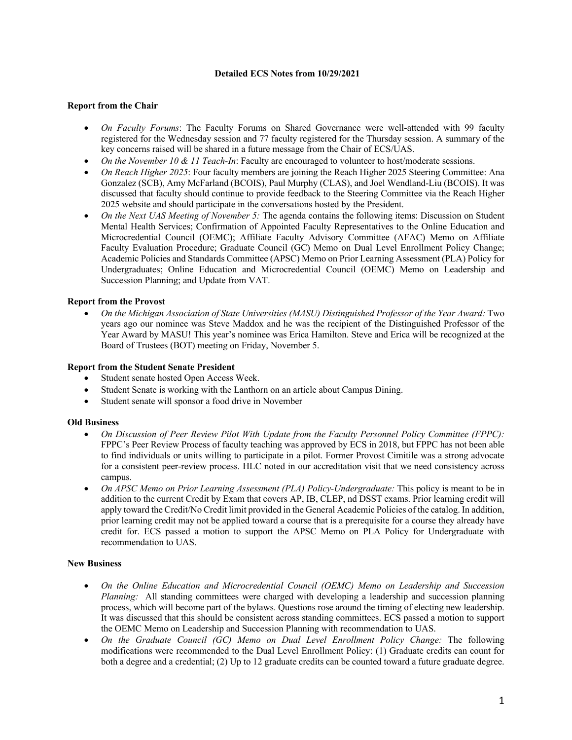# Detailed ECS Notes from 10/29/2021

**Report from the Chair**

- *On Faculty Forums*: The Faculty Forums on Shared Governance were well-attended with 99 faculty registered for the Wednesday session and 77 faculty registered for the Thursday session. A summary of the key concerns raised will be shared in a future message from the Chair of ECS/UAS.
- *On the November 10 & 11 Teach-In*: Faculty are encouraged to volunteer to host/moderate sessions.
- *On Reach Higher 2025*: Four faculty members are joining the Reach Higher 2025 Steering Committee: Ana Gonzalez (SCB), Amy McFarland (BCOIS), Paul Murphy (CLAS), and Joel Wendland-Liu (BCOIS). It was discussed that faculty should continue to provide feedback to the Steering Committee via the Reach Higher 2025 website and should participate in the conversations hosted by the President.
- *On the Next UAS Meeting of November 5:* The agenda contains the following items: Discussion on Student Mental Health Services; Confirmation of Appointed Faculty Representatives to the Online Education and Microcredential Council (OEMC); Affiliate Faculty Advisory Committee (AFAC) Memo on Affiliate Faculty Evaluation Procedure; Graduate Council (GC) Memo on Dual Level Enrollment Policy Change; Academic Policies and Standards Committee (APSC) Memo on Prior Learning Assessment (PLA) Policy for Undergraduates; Online Education and Microcredential Council (OEMC) Memo on Leadership and Succession Planning; and Update from VAT.

**Report from the Provost**

- *On the Michigan Association of State Universities (MASU) Distinguished Professor of the Year Award:* Two years ago our nominee was Steve Maddox and he was the recipient of the Distinguished Professor of the Year Award by MASU! This year's nominee was Erica Hamilton. Steve and Erica will be recognized at the Board of Trustees (BOT) meeting on Friday, November 5.

**Report from the Student Senate President**

- Student senate hosted Open Access Week.
- Student Senate is working with the Lanthorn on an article about Campus Dining.
- Student senate will sponsor a food drive in November

**Old Business**

- *On Discussion of Peer Review Pilot With Update from the Faculty Personnel Policy Committee (FPPC):* FPPC's Peer Review Process of faculty teaching was approved by ECS in 2018, but FPPC has not been able to find individuals or units willing to participate in a pilot. Former Provost Cimitile was a strong advocate for a consistent peer-review process. HLC noted in our accreditation visit that we need consistency across campus.
- *On APSC Memo on Prior Learning Assessment (PLA) Policy-Undergraduate:* This policy is meant to be in addition to the current Credit by Exam that covers AP, IB, CLEP, nd DSST exams. Prior learning credit will apply toward the Credit/No Credit limit provided in the General Academic Policies of the catalog. In addition, prior learning credit may not be applied toward a course that is a prerequisite for a course they already have credit for. ECS passed a motion to support the APSC Memo on PLA Policy for Undergraduate with recommendation to UAS.

**New Business**

- *On the Online Education and Microcredential Council (OEMC) Memo on Leadership and Succession Planning:* All standing committees were charged with developing a leadership and succession planning process, which will become part of the bylaws. Questions rose around the timing of electing new leadership. It was discussed that this should be consistent across standing committees. ECS passed a motion to support the OEMC Memo on Leadership and Succession Planning with recommendation to UAS.
- *On the Graduate Council (GC) Memo on Dual Level Enrollment Policy Change:* The following modifications were recommended to the Dual Level Enrollment Policy: (1) Graduate credits can count for both a degree and a credential; (2) Up to 12 graduate credits can be counted toward a future graduate degree.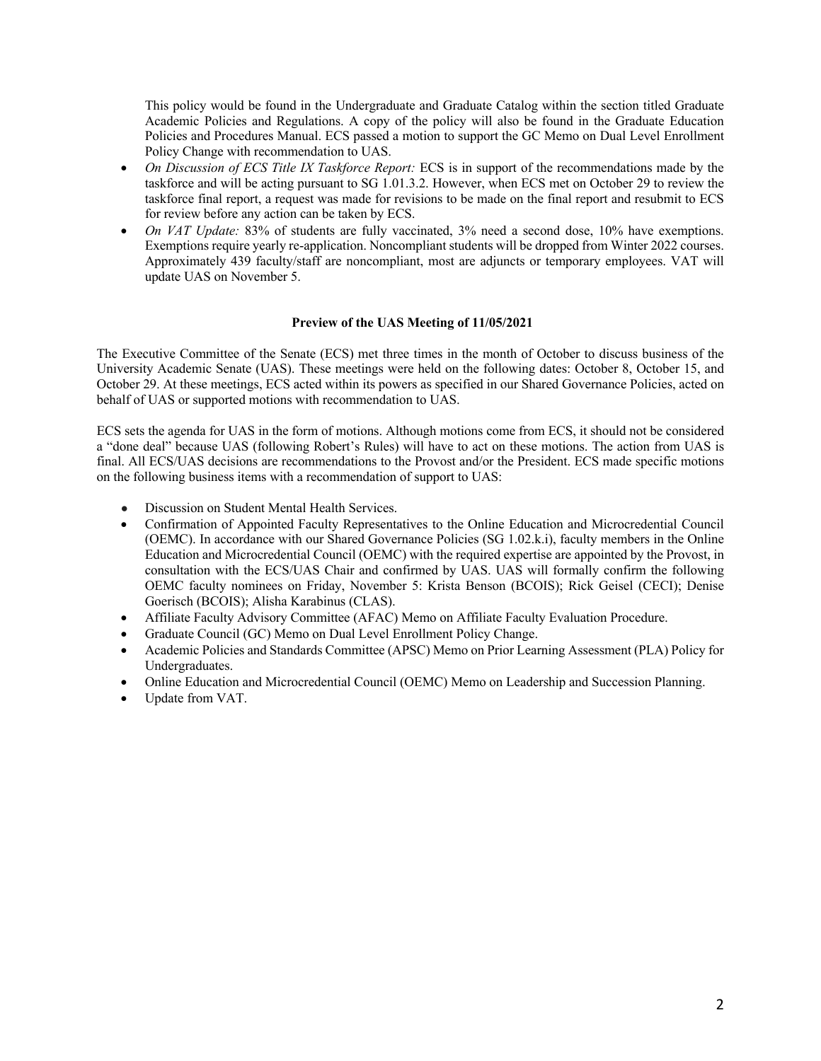This policy would be found in the Undergraduate and Graduate Catalog within the section titled Graduate Academic Policies and Regulations. A copy of the policy will also be found in the Graduate Education Policies and Procedures Manual. ECS passed a motion to support the GC Memo on Dual Level Enrollment Policy Change with recommendation to UAS.

- *On Discussion of ECS Title IX Taskforce Report:* ECS is in support of the recommendations made by the taskforce and will be acting pursuant to SG 1.01.3.2. However, when ECS met on October 29 to review the taskforce final report, a request was made for revisions to be made on the final report and resubmit to ECS for review before any action can be taken by ECS.
- *On VAT Update:* 83% of students are fully vaccinated, 3% need a second dose, 10% have exemptions. Exemptions require yearly re-application. Noncompliant students will be dropped from Winter 2022 courses. Approximately 439 faculty/staff are noncompliant, most are adjuncts or temporary employees. VAT will update UAS on November 5.

**Preview of the UAS Meeting of 11/05/2021**

The Executive Committee of the Senate (ECS) met three times in the month of October to discuss business of the University Academic Senate (UAS). These meetings were held on the following dates: October 8, October 15, and October 29. At these meetings, ECS acted within its powers as specified in our Shared Governance Policies, acted on behalf of UAS or supported motions with recommendation to UAS.

ECS sets the agenda for UAS in the form of motions. Although motions come from ECS, it should not be considered a "done deal" because UAS (following Robert's Rules) will have to act on these motions. The action from UAS is final. All ECS/UAS decisions are recommendations to the Provost and/or the President. ECS made specific motions on the following business items with a recommendation of support to UAS:

- Discussion on Student Mental Health Services.
- Confirmation of Appointed Faculty Representatives to the Online Education and Microcredential Council (OEMC). In accordance with our Shared Governance Policies (SG 1.02.k.i), faculty members in the Online Education and Microcredential Council (OEMC) with the required expertise are appointed by the Provost, in consultation with the ECS/UAS Chair and confirmed by UAS. UAS will formally confirm the following OEMC faculty nominees on Friday, November 5: Krista Benson (BCOIS); Rick Geisel (CECI); Denise Goerisch (BCOIS); Alisha Karabinus (CLAS).
- Affiliate Faculty Advisory Committee (AFAC) Memo on Affiliate Faculty Evaluation Procedure.
- Graduate Council (GC) Memo on Dual Level Enrollment Policy Change.
- Academic Policies and Standards Committee (APSC) Memo on Prior Learning Assessment (PLA) Policy for Undergraduates.
- Online Education and Microcredential Council (OEMC) Memo on Leadership and Succession Planning.
- Update from VAT.